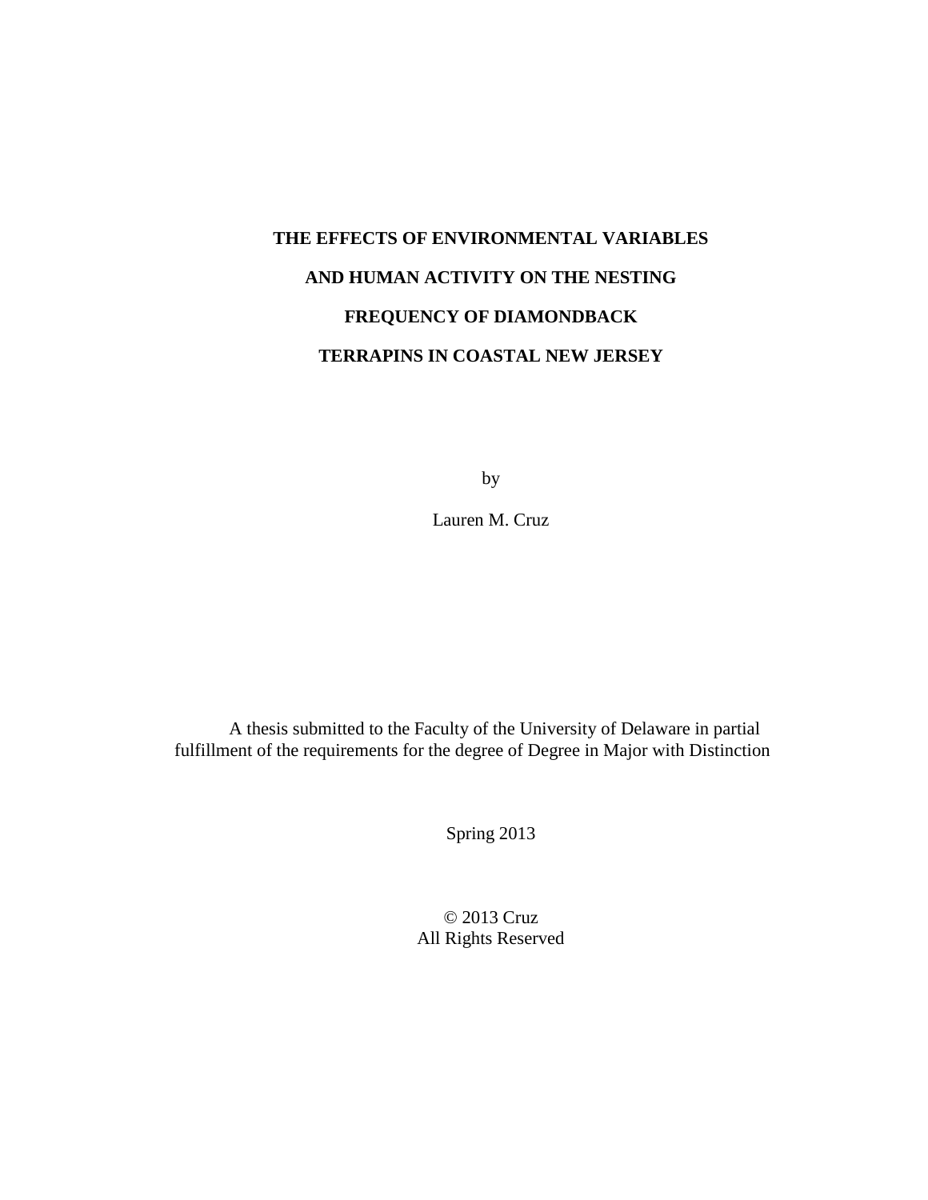# THE EFFECTS OF ENVIRONMENTAL VARIABLES AND HUMAN ACTIVITY ON THE NESTING FREQUENCY OF DIAMONDBACK TERRAPINS IN COASTAL NEW JERSEY

by

Lauren M. Cruz

A thesis submitted to the Faculty of the University of Delaware in partial fulfillment of the requirements for the degree of Degree in Major with Distinction

Spring 2013

© 2013 Cruz
All Rights Reserved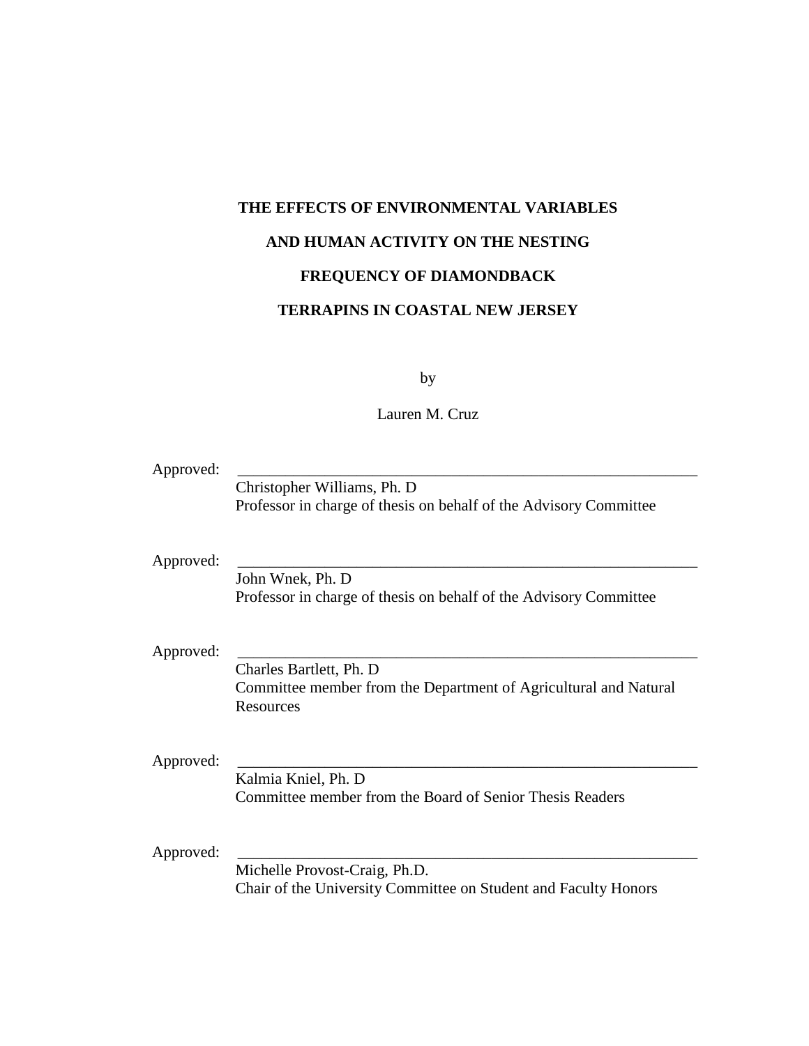**THE EFFECTS OF ENVIRONMENTAL VARIABLES**

**AND HUMAN ACTIVITY ON THE NESTING**

**FREQUENCY OF DIAMONDBACK**

**TERRAPINS IN COASTAL NEW JERSEY**

by

Lauren M. Cruz

Approved: ______________________________________________________________
Christopher Williams, Ph. D
Professor in charge of thesis on behalf of the Advisory Committee

Approved: ______________________________________________________________
John Wnek, Ph. D
Professor in charge of thesis on behalf of the Advisory Committee

Approved: ______________________________________________________________
Charles Bartlett, Ph. D
Committee member from the Department of Agricultural and Natural Resources

Approved: ______________________________________________________________
Kalmia Kniel, Ph. D
Committee member from the Board of Senior Thesis Readers

Approved: ______________________________________________________________
Michelle Provost-Craig, Ph.D.
Chair of the University Committee on Student and Faculty Honors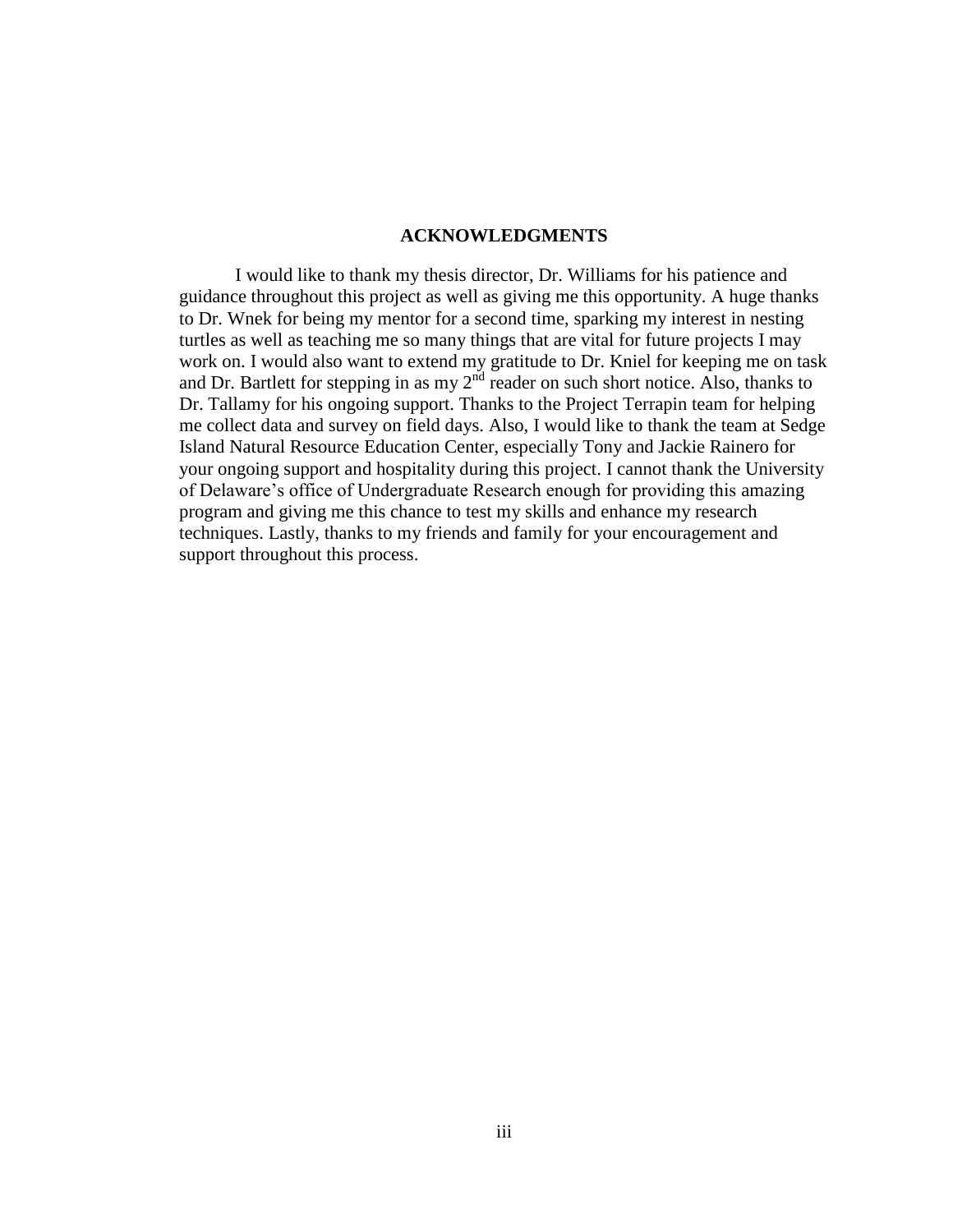## ACKNOWLEDGMENTS

I would like to thank my thesis director, Dr. Williams for his patience and guidance throughout this project as well as giving me this opportunity. A huge thanks to Dr. Wnek for being my mentor for a second time, sparking my interest in nesting turtles as well as teaching me so many things that are vital for future projects I may work on. I would also want to extend my gratitude to Dr. Kniel for keeping me on task and Dr. Bartlett for stepping in as my 2nd reader on such short notice. Also, thanks to Dr. Tallamy for his ongoing support. Thanks to the Project Terrapin team for helping me collect data and survey on field days. Also, I would like to thank the team at Sedge Island Natural Resource Education Center, especially Tony and Jackie Rainero for your ongoing support and hospitality during this project. I cannot thank the University of Delaware's office of Undergraduate Research enough for providing this amazing program and giving me this chance to test my skills and enhance my research techniques. Lastly, thanks to my friends and family for your encouragement and support throughout this process.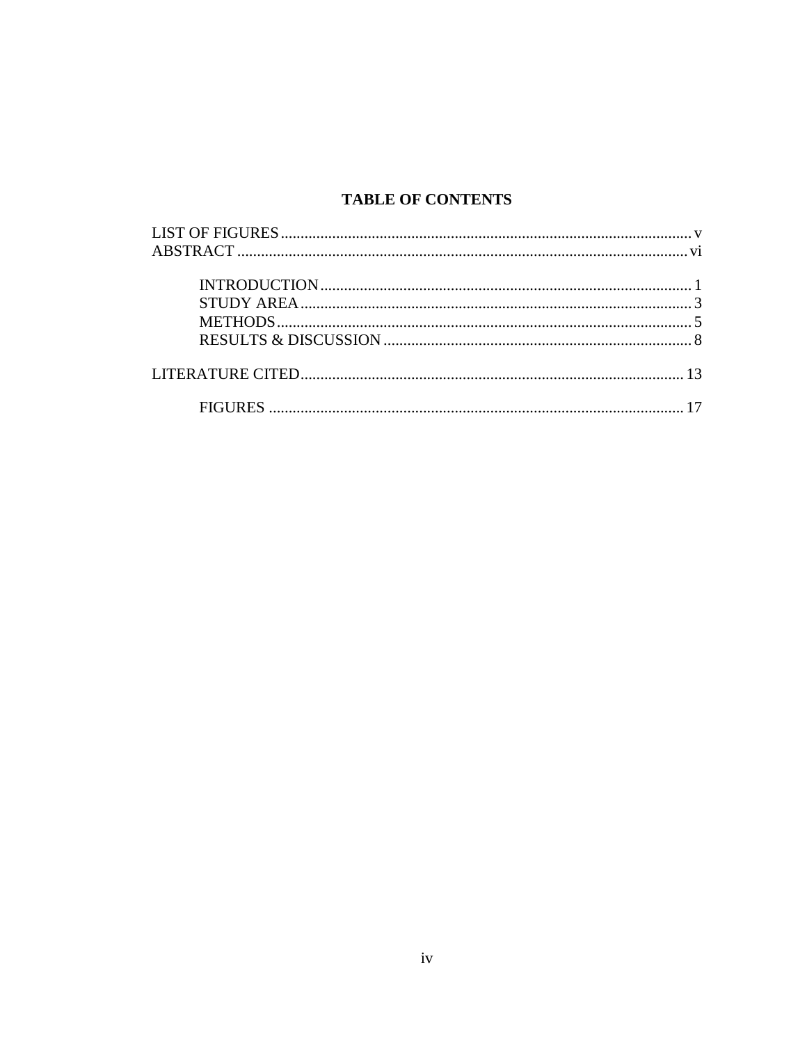## TABLE OF CONTENTS

LIST OF FIGURES ........................................................................................................ v
ABSTRACT ................................................................................................................ vi

- INTRODUCTION ................................................................................................ 1
- STUDY AREA ...................................................................................................... 3
- METHODS ........................................................................................................... 5
- RESULTS & DISCUSSION ................................................................................ 8

LITERATURE CITED ................................................................................................ 13

- FIGURES ............................................................................................................ 17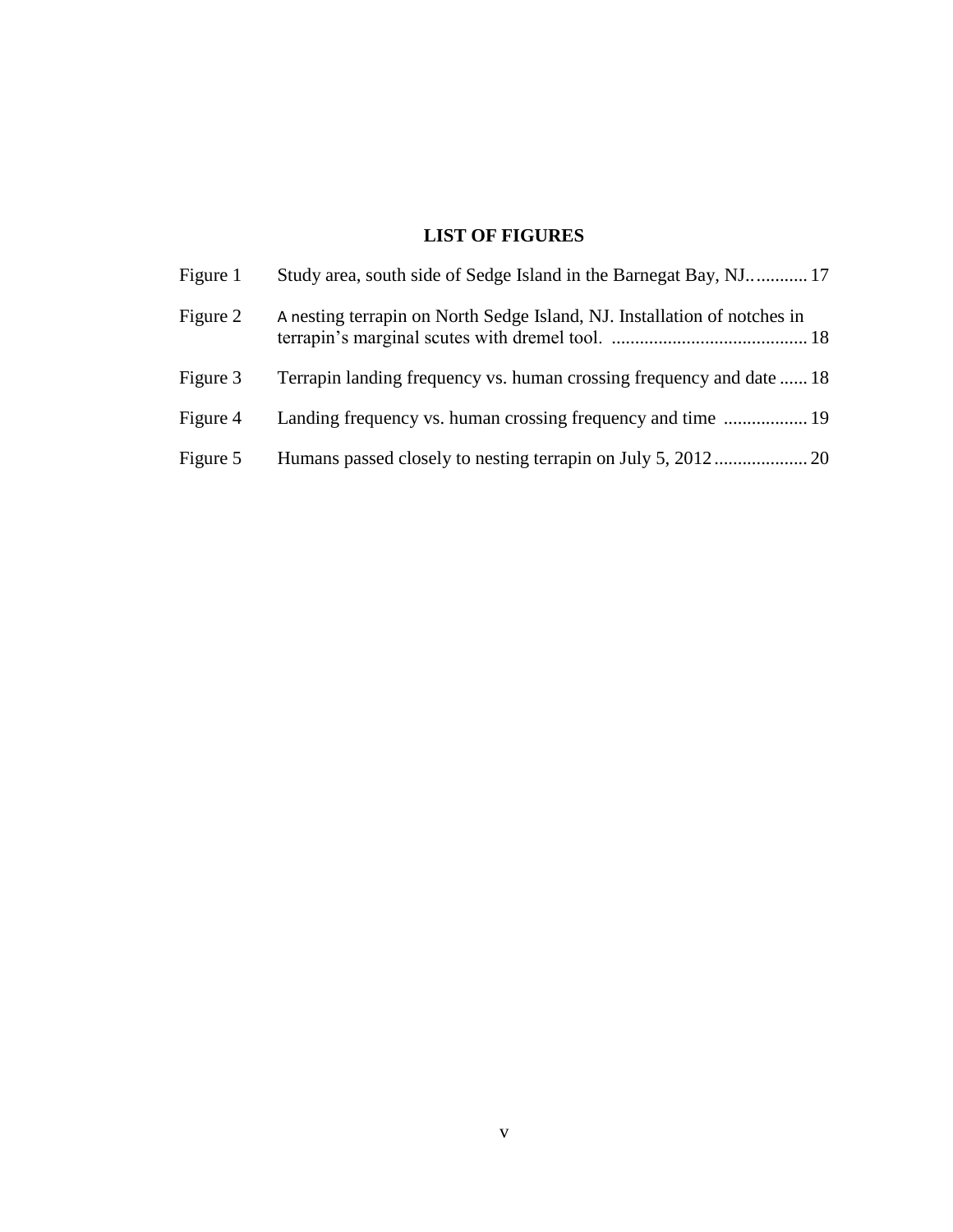# LIST OF FIGURES

| | | |
|---|---|---|
| Figure 1 | Study area, south side of Sedge Island in the Barnegat Bay, NJ. | 17 |
| Figure 2 | A nesting terrapin on North Sedge Island, NJ. Installation of notches in terrapin's marginal scutes with dremel tool. | 18 |
| Figure 3 | Terrapin landing frequency vs. human crossing frequency and date | 18 |
| Figure 4 | Landing frequency vs. human crossing frequency and time | 19 |
| Figure 5 | Humans passed closely to nesting terrapin on July 5, 2012 | 20 |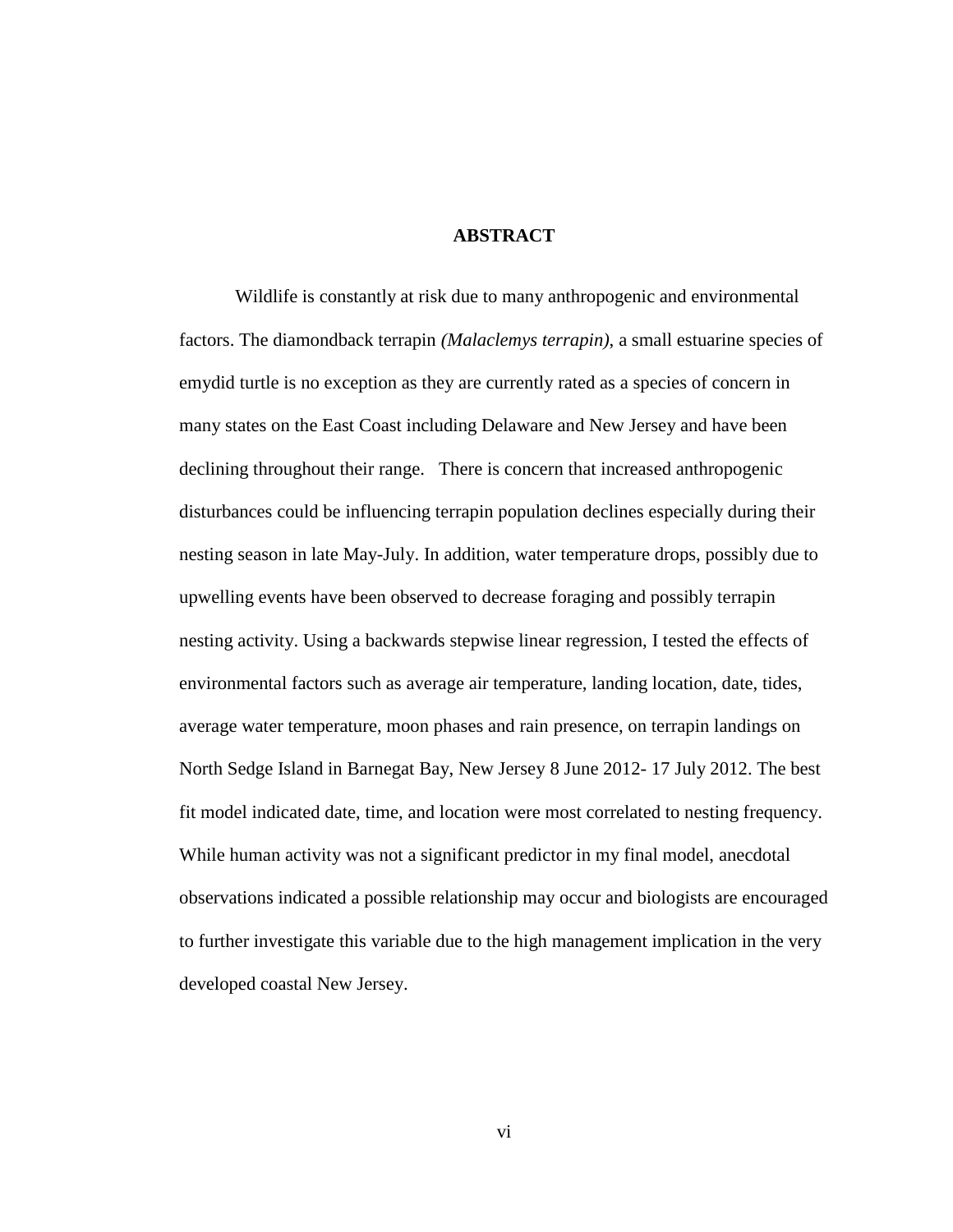# ABSTRACT

Wildlife is constantly at risk due to many anthropogenic and environmental factors. The diamondback terrapin *(Malaclemys terrapin)*, a small estuarine species of emydid turtle is no exception as they are currently rated as a species of concern in many states on the East Coast including Delaware and New Jersey and have been declining throughout their range. There is concern that increased anthropogenic disturbances could be influencing terrapin population declines especially during their nesting season in late May-July. In addition, water temperature drops, possibly due to upwelling events have been observed to decrease foraging and possibly terrapin nesting activity. Using a backwards stepwise linear regression, I tested the effects of environmental factors such as average air temperature, landing location, date, tides, average water temperature, moon phases and rain presence, on terrapin landings on North Sedge Island in Barnegat Bay, New Jersey 8 June 2012- 17 July 2012. The best fit model indicated date, time, and location were most correlated to nesting frequency. While human activity was not a significant predictor in my final model, anecdotal observations indicated a possible relationship may occur and biologists are encouraged to further investigate this variable due to the high management implication in the very developed coastal New Jersey.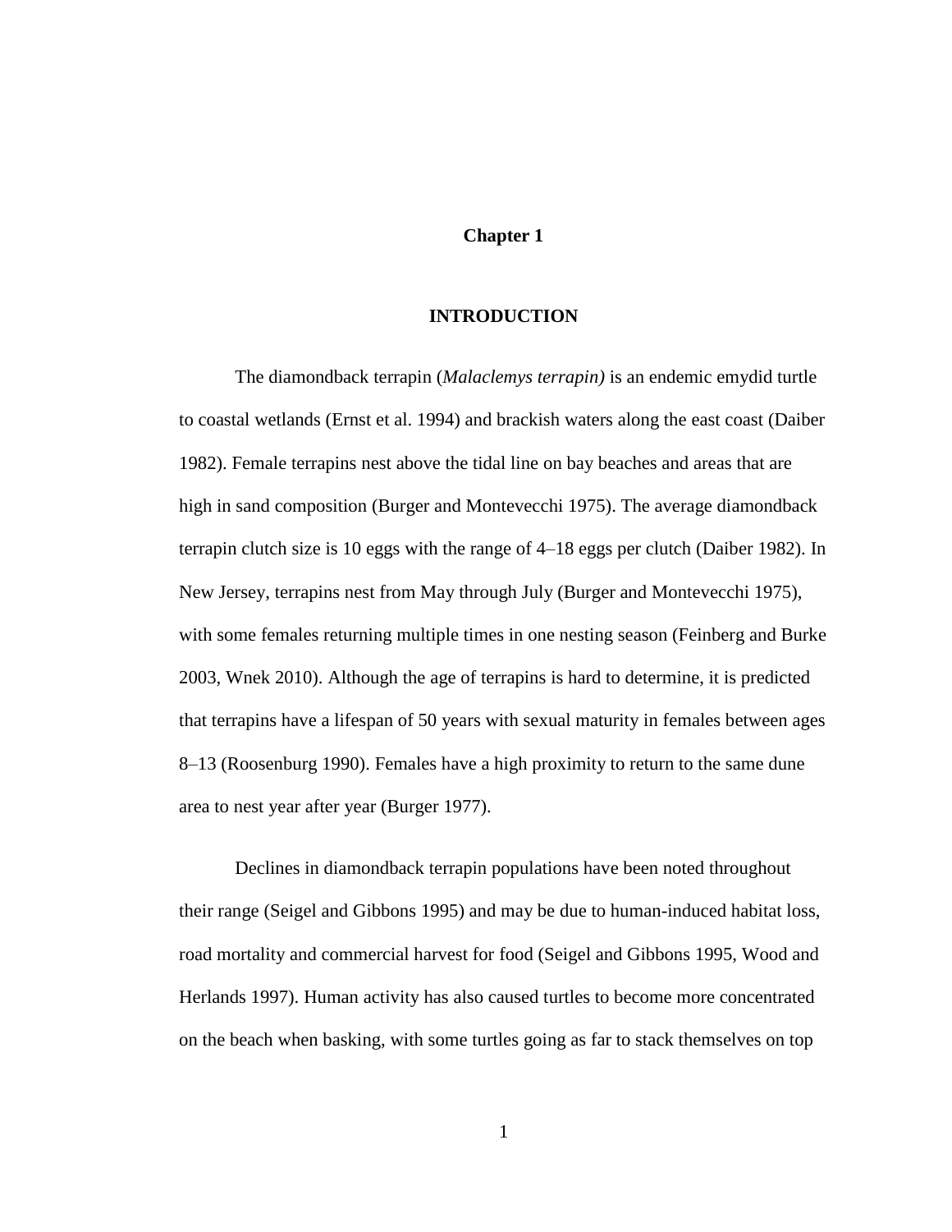# Chapter 1

## INTRODUCTION

The diamondback terrapin (*Malaclemys terrapin)* is an endemic emydid turtle to coastal wetlands (Ernst et al. 1994) and brackish waters along the east coast (Daiber 1982). Female terrapins nest above the tidal line on bay beaches and areas that are high in sand composition (Burger and Montevecchi 1975). The average diamondback terrapin clutch size is 10 eggs with the range of 4–18 eggs per clutch (Daiber 1982). In New Jersey, terrapins nest from May through July (Burger and Montevecchi 1975), with some females returning multiple times in one nesting season (Feinberg and Burke 2003, Wnek 2010). Although the age of terrapins is hard to determine, it is predicted that terrapins have a lifespan of 50 years with sexual maturity in females between ages 8–13 (Roosenburg 1990). Females have a high proximity to return to the same dune area to nest year after year (Burger 1977).

Declines in diamondback terrapin populations have been noted throughout their range (Seigel and Gibbons 1995) and may be due to human-induced habitat loss, road mortality and commercial harvest for food (Seigel and Gibbons 1995, Wood and Herlands 1997). Human activity has also caused turtles to become more concentrated on the beach when basking, with some turtles going as far to stack themselves on top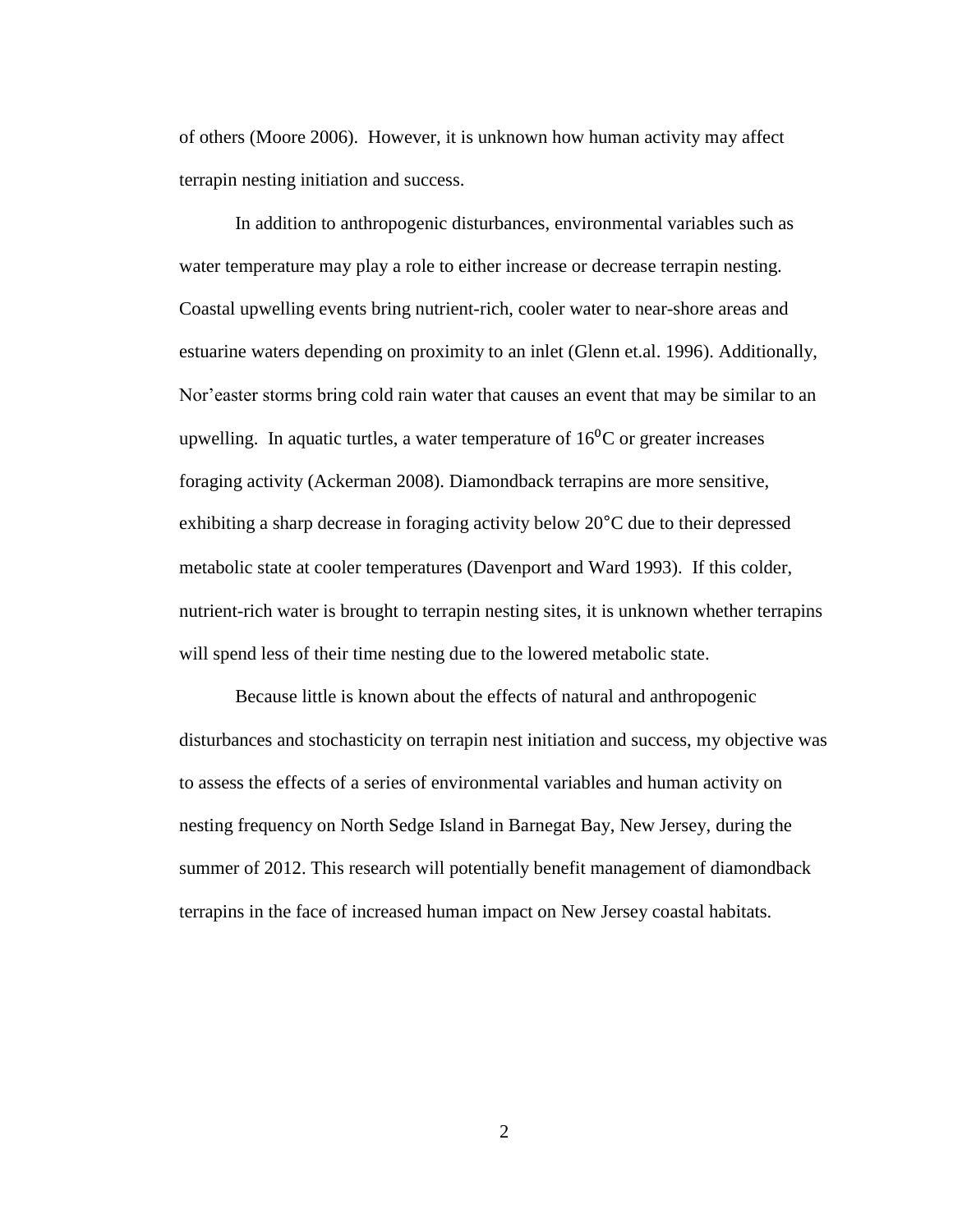of others (Moore 2006). However, it is unknown how human activity may affect terrapin nesting initiation and success.

In addition to anthropogenic disturbances, environmental variables such as water temperature may play a role to either increase or decrease terrapin nesting. Coastal upwelling events bring nutrient-rich, cooler water to near-shore areas and estuarine waters depending on proximity to an inlet (Glenn et.al. 1996). Additionally, Nor'easter storms bring cold rain water that causes an event that may be similar to an upwelling. In aquatic turtles, a water temperature of $16^0$C or greater increases foraging activity (Ackerman 2008). Diamondback terrapins are more sensitive, exhibiting a sharp decrease in foraging activity below 20°C due to their depressed metabolic state at cooler temperatures (Davenport and Ward 1993). If this colder, nutrient-rich water is brought to terrapin nesting sites, it is unknown whether terrapins will spend less of their time nesting due to the lowered metabolic state.

Because little is known about the effects of natural and anthropogenic disturbances and stochasticity on terrapin nest initiation and success, my objective was to assess the effects of a series of environmental variables and human activity on nesting frequency on North Sedge Island in Barnegat Bay, New Jersey, during the summer of 2012. This research will potentially benefit management of diamondback terrapins in the face of increased human impact on New Jersey coastal habitats.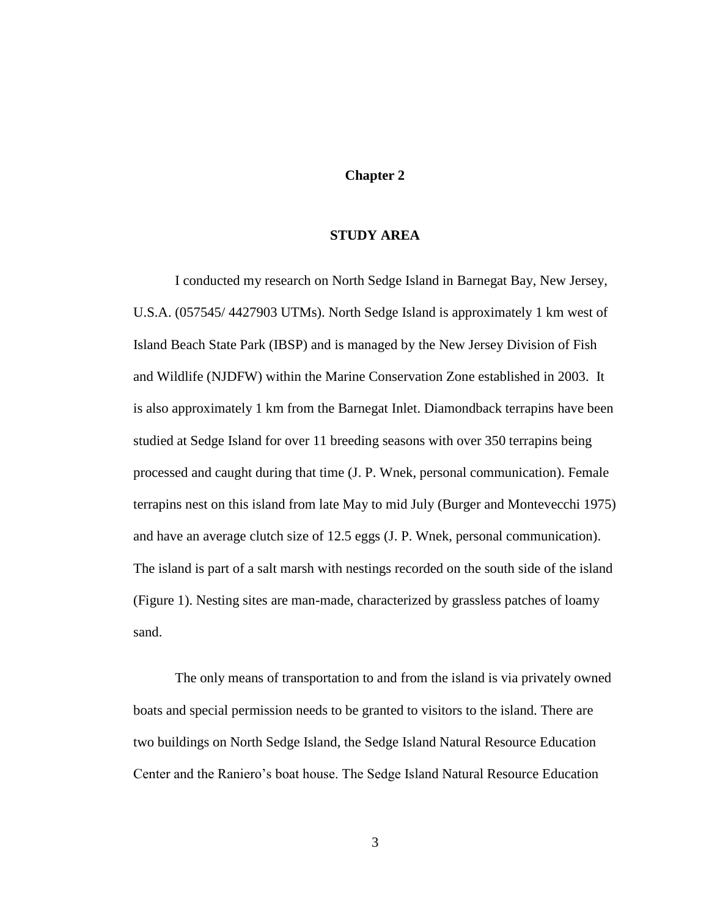# Chapter 2

## STUDY AREA

I conducted my research on North Sedge Island in Barnegat Bay, New Jersey, U.S.A. (057545/ 4427903 UTMs). North Sedge Island is approximately 1 km west of Island Beach State Park (IBSP) and is managed by the New Jersey Division of Fish and Wildlife (NJDFW) within the Marine Conservation Zone established in 2003. It is also approximately 1 km from the Barnegat Inlet. Diamondback terrapins have been studied at Sedge Island for over 11 breeding seasons with over 350 terrapins being processed and caught during that time (J. P. Wnek, personal communication). Female terrapins nest on this island from late May to mid July (Burger and Montevecchi 1975) and have an average clutch size of 12.5 eggs (J. P. Wnek, personal communication). The island is part of a salt marsh with nestings recorded on the south side of the island (Figure 1). Nesting sites are man-made, characterized by grassless patches of loamy sand.

The only means of transportation to and from the island is via privately owned boats and special permission needs to be granted to visitors to the island. There are two buildings on North Sedge Island, the Sedge Island Natural Resource Education Center and the Raniero's boat house. The Sedge Island Natural Resource Education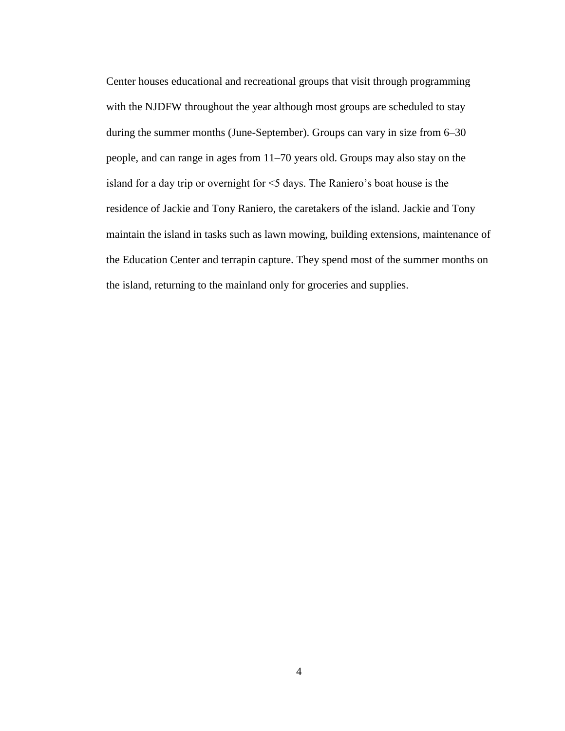Center houses educational and recreational groups that visit through programming with the NJDFW throughout the year although most groups are scheduled to stay during the summer months (June-September). Groups can vary in size from 6–30 people, and can range in ages from 11–70 years old. Groups may also stay on the island for a day trip or overnight for <5 days. The Raniero's boat house is the residence of Jackie and Tony Raniero, the caretakers of the island. Jackie and Tony maintain the island in tasks such as lawn mowing, building extensions, maintenance of the Education Center and terrapin capture. They spend most of the summer months on the island, returning to the mainland only for groceries and supplies.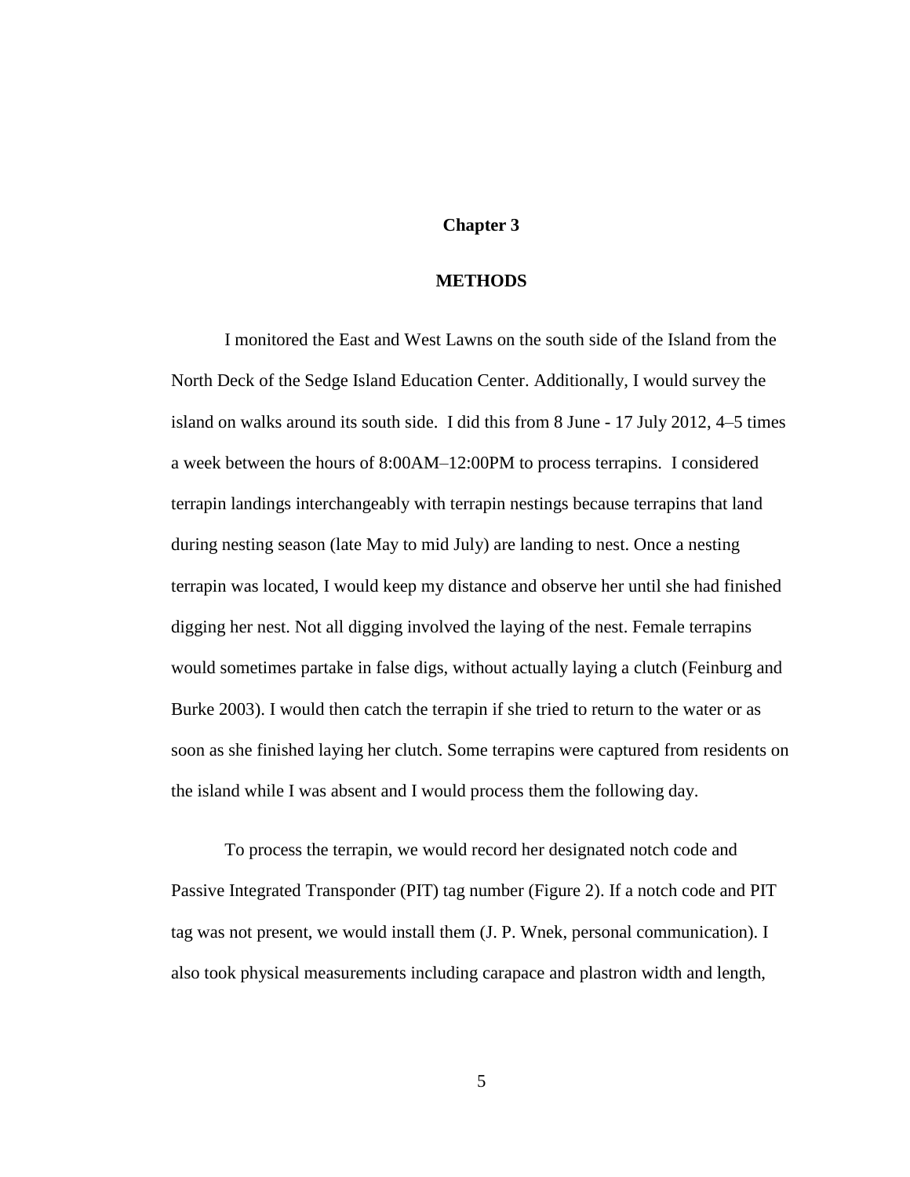# Chapter 3

## METHODS

I monitored the East and West Lawns on the south side of the Island from the North Deck of the Sedge Island Education Center. Additionally, I would survey the island on walks around its south side. I did this from 8 June - 17 July 2012, 4–5 times a week between the hours of 8:00AM–12:00PM to process terrapins. I considered terrapin landings interchangeably with terrapin nestings because terrapins that land during nesting season (late May to mid July) are landing to nest. Once a nesting terrapin was located, I would keep my distance and observe her until she had finished digging her nest. Not all digging involved the laying of the nest. Female terrapins would sometimes partake in false digs, without actually laying a clutch (Feinburg and Burke 2003). I would then catch the terrapin if she tried to return to the water or as soon as she finished laying her clutch. Some terrapins were captured from residents on the island while I was absent and I would process them the following day.

To process the terrapin, we would record her designated notch code and Passive Integrated Transponder (PIT) tag number (Figure 2). If a notch code and PIT tag was not present, we would install them (J. P. Wnek, personal communication). I also took physical measurements including carapace and plastron width and length,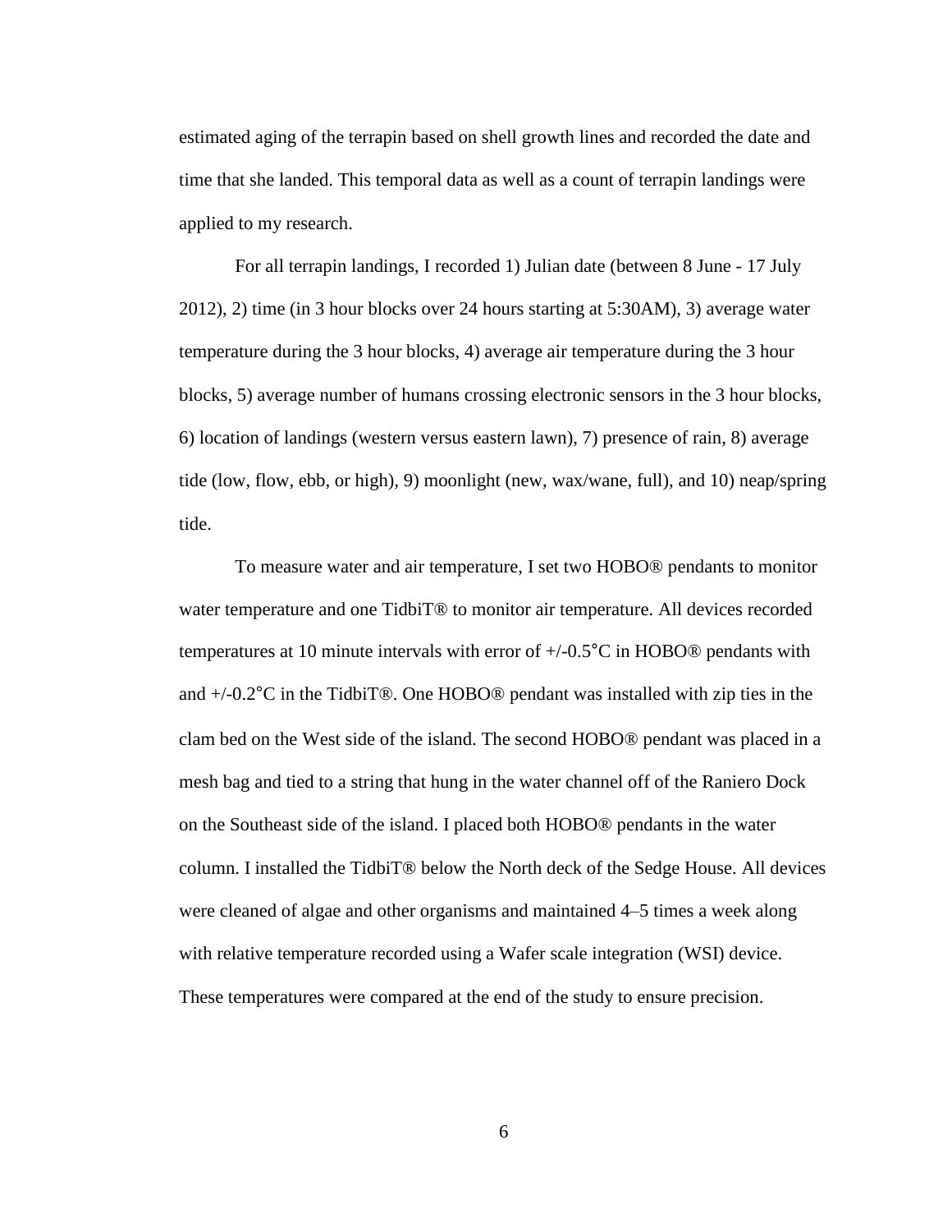estimated aging of the terrapin based on shell growth lines and recorded the date and time that she landed. This temporal data as well as a count of terrapin landings were applied to my research.

For all terrapin landings, I recorded 1) Julian date (between 8 June - 17 July 2012), 2) time (in 3 hour blocks over 24 hours starting at 5:30AM), 3) average water temperature during the 3 hour blocks, 4) average air temperature during the 3 hour blocks, 5) average number of humans crossing electronic sensors in the 3 hour blocks, 6) location of landings (western versus eastern lawn), 7) presence of rain, 8) average tide (low, flow, ebb, or high), 9) moonlight (new, wax/wane, full), and 10) neap/spring tide.

To measure water and air temperature, I set two HOBO® pendants to monitor water temperature and one TidbiT® to monitor air temperature. All devices recorded temperatures at 10 minute intervals with error of +/-0.5˚C in HOBO® pendants with and +/-0.2˚C in the TidbiT®. One HOBO® pendant was installed with zip ties in the clam bed on the West side of the island. The second HOBO® pendant was placed in a mesh bag and tied to a string that hung in the water channel off of the Raniero Dock on the Southeast side of the island. I placed both HOBO® pendants in the water column. I installed the TidbiT® below the North deck of the Sedge House. All devices were cleaned of algae and other organisms and maintained 4–5 times a week along with relative temperature recorded using a Wafer scale integration (WSI) device. These temperatures were compared at the end of the study to ensure precision.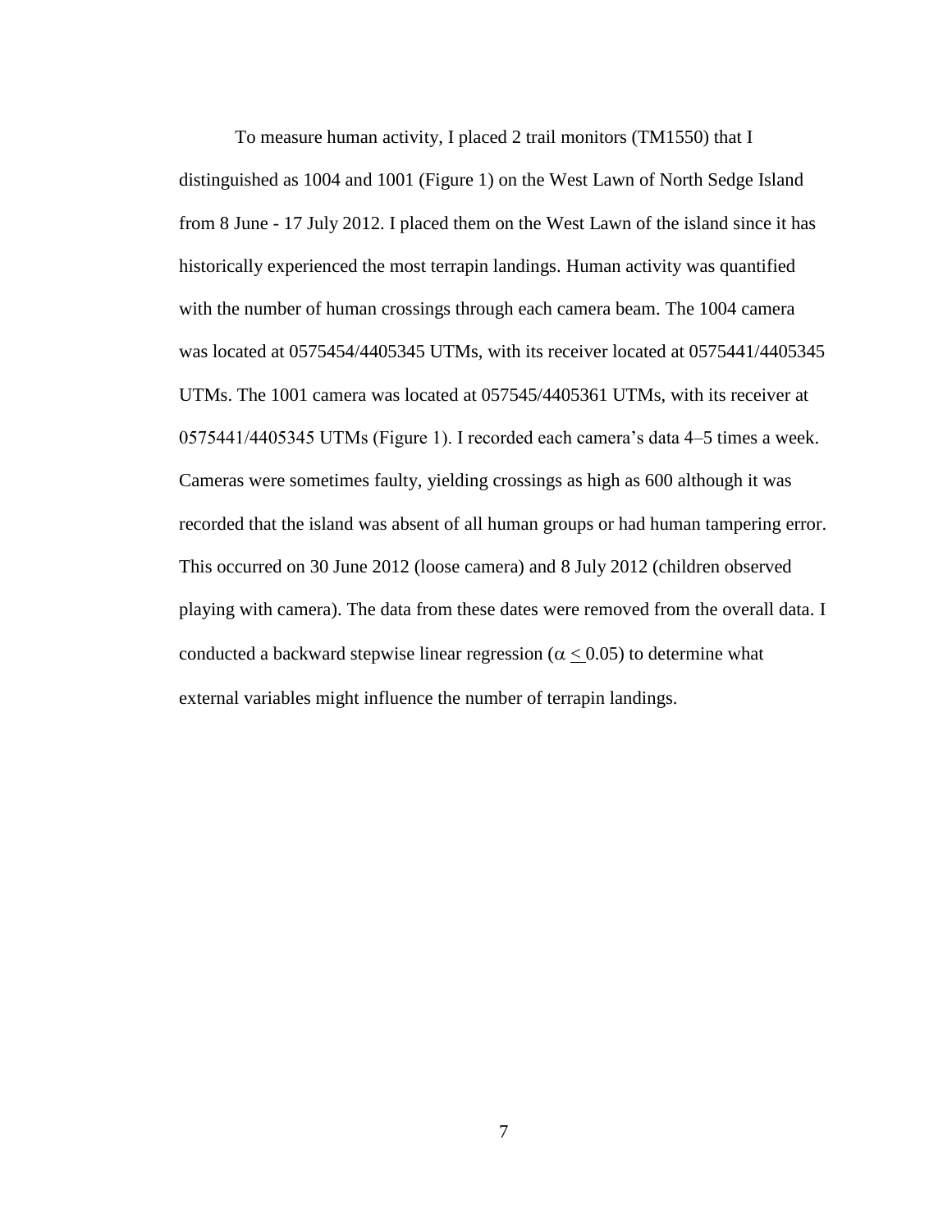To measure human activity, I placed 2 trail monitors (TM1550) that I distinguished as 1004 and 1001 (Figure 1) on the West Lawn of North Sedge Island from 8 June - 17 July 2012. I placed them on the West Lawn of the island since it has historically experienced the most terrapin landings. Human activity was quantified with the number of human crossings through each camera beam. The 1004 camera was located at 0575454/4405345 UTMs, with its receiver located at 0575441/4405345 UTMs. The 1001 camera was located at 057545/4405361 UTMs, with its receiver at 0575441/4405345 UTMs (Figure 1). I recorded each camera's data 4–5 times a week. Cameras were sometimes faulty, yielding crossings as high as 600 although it was recorded that the island was absent of all human groups or had human tampering error. This occurred on 30 June 2012 (loose camera) and 8 July 2012 (children observed playing with camera). The data from these dates were removed from the overall data. I conducted a backward stepwise linear regression ($\alpha \leq 0.05$) to determine what external variables might influence the number of terrapin landings.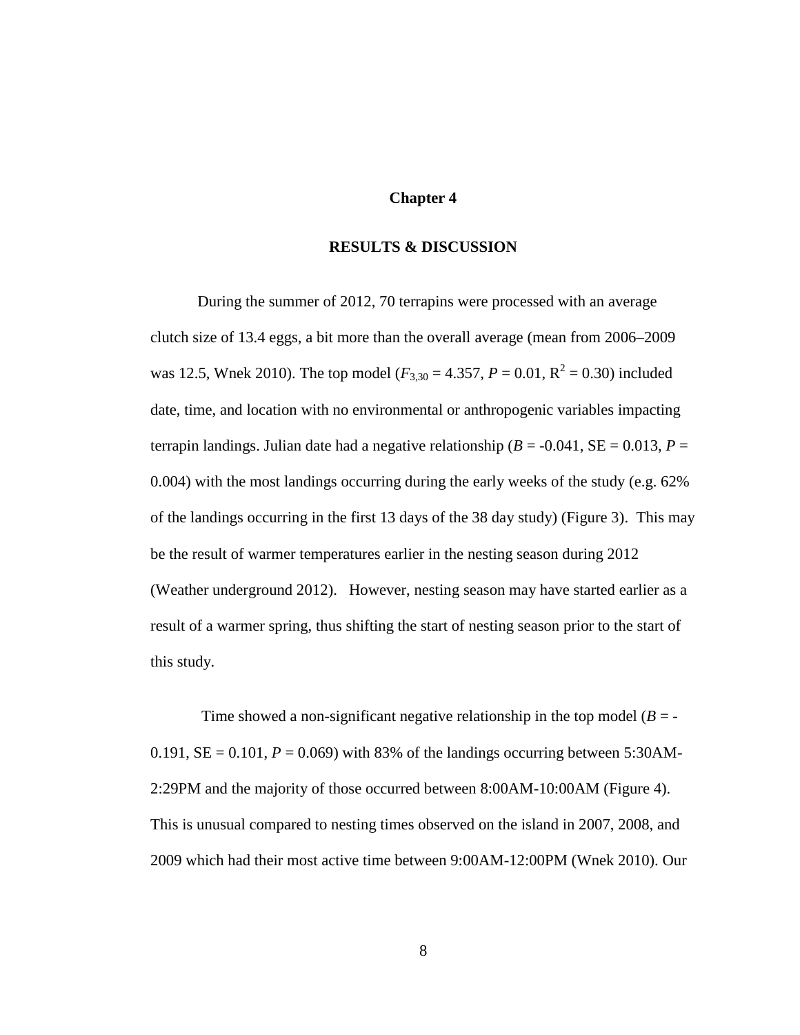# Chapter 4

## RESULTS & DISCUSSION

During the summer of 2012, 70 terrapins were processed with an average clutch size of 13.4 eggs, a bit more than the overall average (mean from 2006–2009 was 12.5, Wnek 2010). The top model ($F_{3,30} = 4.357$, $P = 0.01$, $R^2 = 0.30$) included date, time, and location with no environmental or anthropogenic variables impacting terrapin landings. Julian date had a negative relationship ($B = -0.041$, SE = 0.013, $P = 0.004$) with the most landings occurring during the early weeks of the study (e.g. 62% of the landings occurring in the first 13 days of the 38 day study) (Figure 3). This may be the result of warmer temperatures earlier in the nesting season during 2012 (Weather underground 2012). However, nesting season may have started earlier as a result of a warmer spring, thus shifting the start of nesting season prior to the start of this study.

Time showed a non-significant negative relationship in the top model ($B = -0.191$, SE = 0.101, $P = 0.069$) with 83% of the landings occurring between 5:30AM-2:29PM and the majority of those occurred between 8:00AM-10:00AM (Figure 4). This is unusual compared to nesting times observed on the island in 2007, 2008, and 2009 which had their most active time between 9:00AM-12:00PM (Wnek 2010). Our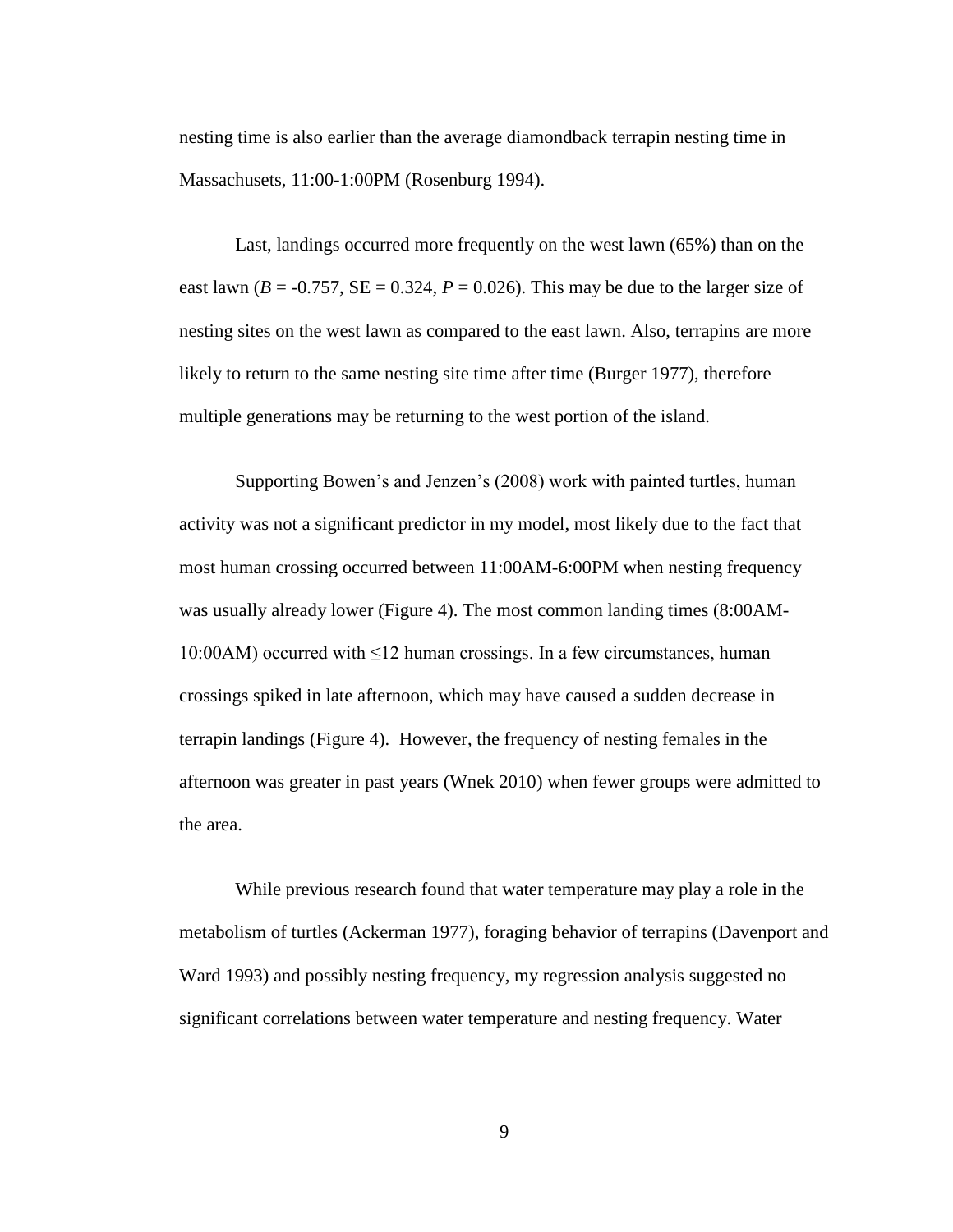nesting time is also earlier than the average diamondback terrapin nesting time in Massachusets, 11:00-1:00PM (Rosenburg 1994).

Last, landings occurred more frequently on the west lawn (65%) than on the east lawn ($B$ = -0.757, SE = 0.324, $P$ = 0.026). This may be due to the larger size of nesting sites on the west lawn as compared to the east lawn. Also, terrapins are more likely to return to the same nesting site time after time (Burger 1977), therefore multiple generations may be returning to the west portion of the island.

Supporting Bowen's and Jenzen's (2008) work with painted turtles, human activity was not a significant predictor in my model, most likely due to the fact that most human crossing occurred between 11:00AM-6:00PM when nesting frequency was usually already lower (Figure 4). The most common landing times (8:00AM-10:00AM) occurred with $\leq$12 human crossings. In a few circumstances, human crossings spiked in late afternoon, which may have caused a sudden decrease in terrapin landings (Figure 4). However, the frequency of nesting females in the afternoon was greater in past years (Wnek 2010) when fewer groups were admitted to the area.

While previous research found that water temperature may play a role in the metabolism of turtles (Ackerman 1977), foraging behavior of terrapins (Davenport and Ward 1993) and possibly nesting frequency, my regression analysis suggested no significant correlations between water temperature and nesting frequency. Water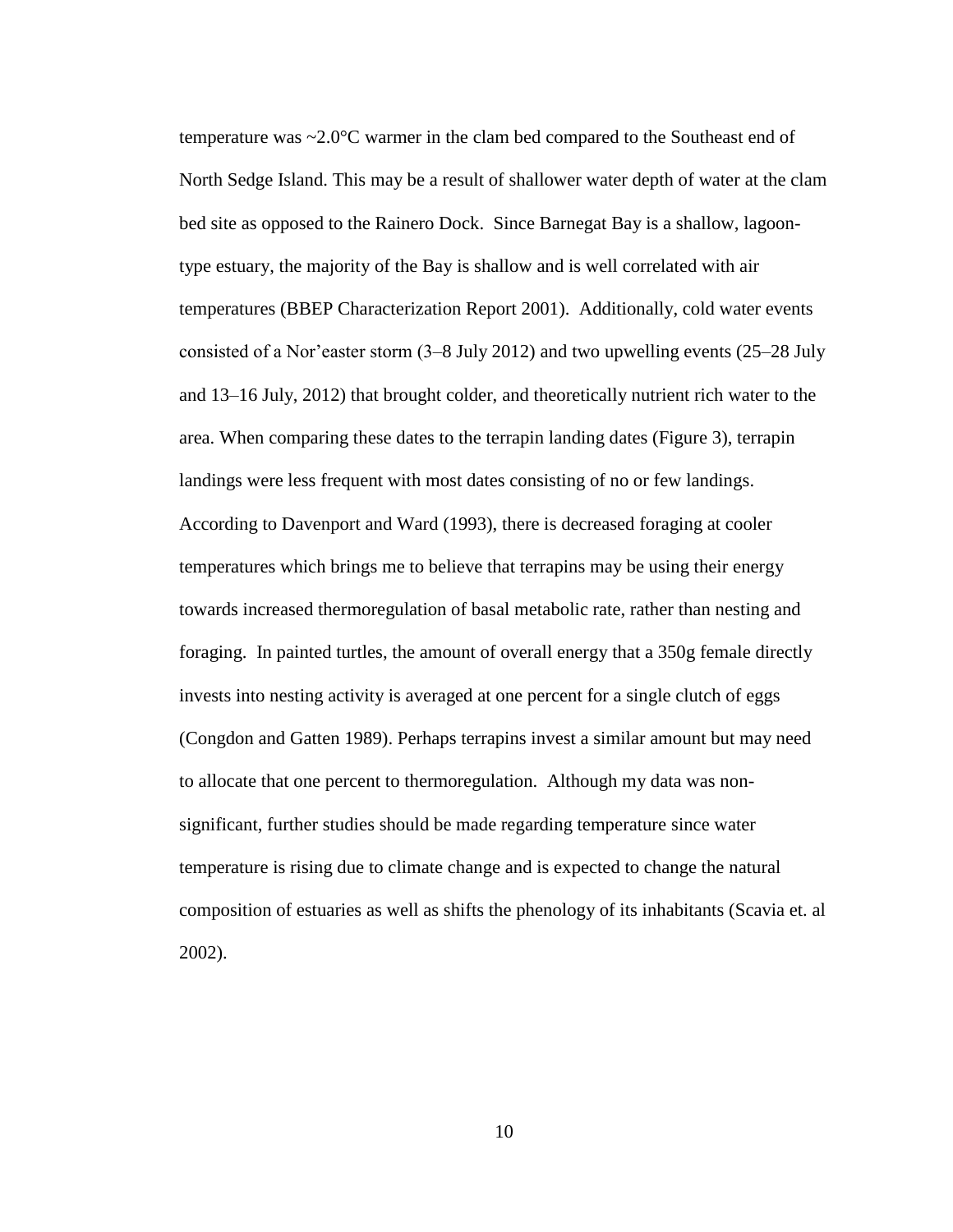temperature was ~2.0°C warmer in the clam bed compared to the Southeast end of North Sedge Island. This may be a result of shallower water depth of water at the clam bed site as opposed to the Rainero Dock. Since Barnegat Bay is a shallow, lagoon-type estuary, the majority of the Bay is shallow and is well correlated with air temperatures (BBEP Characterization Report 2001). Additionally, cold water events consisted of a Nor'easter storm (3–8 July 2012) and two upwelling events (25–28 July and 13–16 July, 2012) that brought colder, and theoretically nutrient rich water to the area. When comparing these dates to the terrapin landing dates (Figure 3), terrapin landings were less frequent with most dates consisting of no or few landings. According to Davenport and Ward (1993), there is decreased foraging at cooler temperatures which brings me to believe that terrapins may be using their energy towards increased thermoregulation of basal metabolic rate, rather than nesting and foraging. In painted turtles, the amount of overall energy that a 350g female directly invests into nesting activity is averaged at one percent for a single clutch of eggs (Congdon and Gatten 1989). Perhaps terrapins invest a similar amount but may need to allocate that one percent to thermoregulation. Although my data was non-significant, further studies should be made regarding temperature since water temperature is rising due to climate change and is expected to change the natural composition of estuaries as well as shifts the phenology of its inhabitants (Scavia et. al 2002).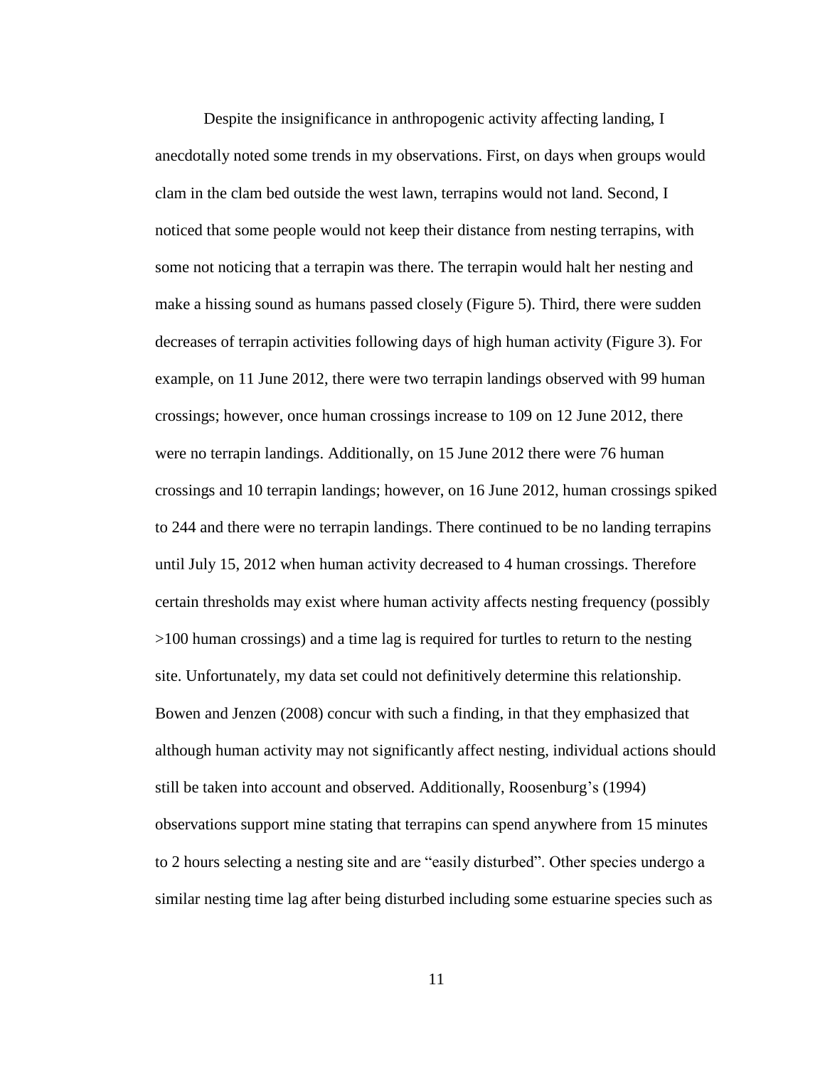Despite the insignificance in anthropogenic activity affecting landing, I anecdotally noted some trends in my observations. First, on days when groups would clam in the clam bed outside the west lawn, terrapins would not land. Second, I noticed that some people would not keep their distance from nesting terrapins, with some not noticing that a terrapin was there. The terrapin would halt her nesting and make a hissing sound as humans passed closely (Figure 5). Third, there were sudden decreases of terrapin activities following days of high human activity (Figure 3). For example, on 11 June 2012, there were two terrapin landings observed with 99 human crossings; however, once human crossings increase to 109 on 12 June 2012, there were no terrapin landings. Additionally, on 15 June 2012 there were 76 human crossings and 10 terrapin landings; however, on 16 June 2012, human crossings spiked to 244 and there were no terrapin landings. There continued to be no landing terrapins until July 15, 2012 when human activity decreased to 4 human crossings. Therefore certain thresholds may exist where human activity affects nesting frequency (possibly >100 human crossings) and a time lag is required for turtles to return to the nesting site. Unfortunately, my data set could not definitively determine this relationship. Bowen and Jenzen (2008) concur with such a finding, in that they emphasized that although human activity may not significantly affect nesting, individual actions should still be taken into account and observed. Additionally, Roosenburg's (1994) observations support mine stating that terrapins can spend anywhere from 15 minutes to 2 hours selecting a nesting site and are "easily disturbed". Other species undergo a similar nesting time lag after being disturbed including some estuarine species such as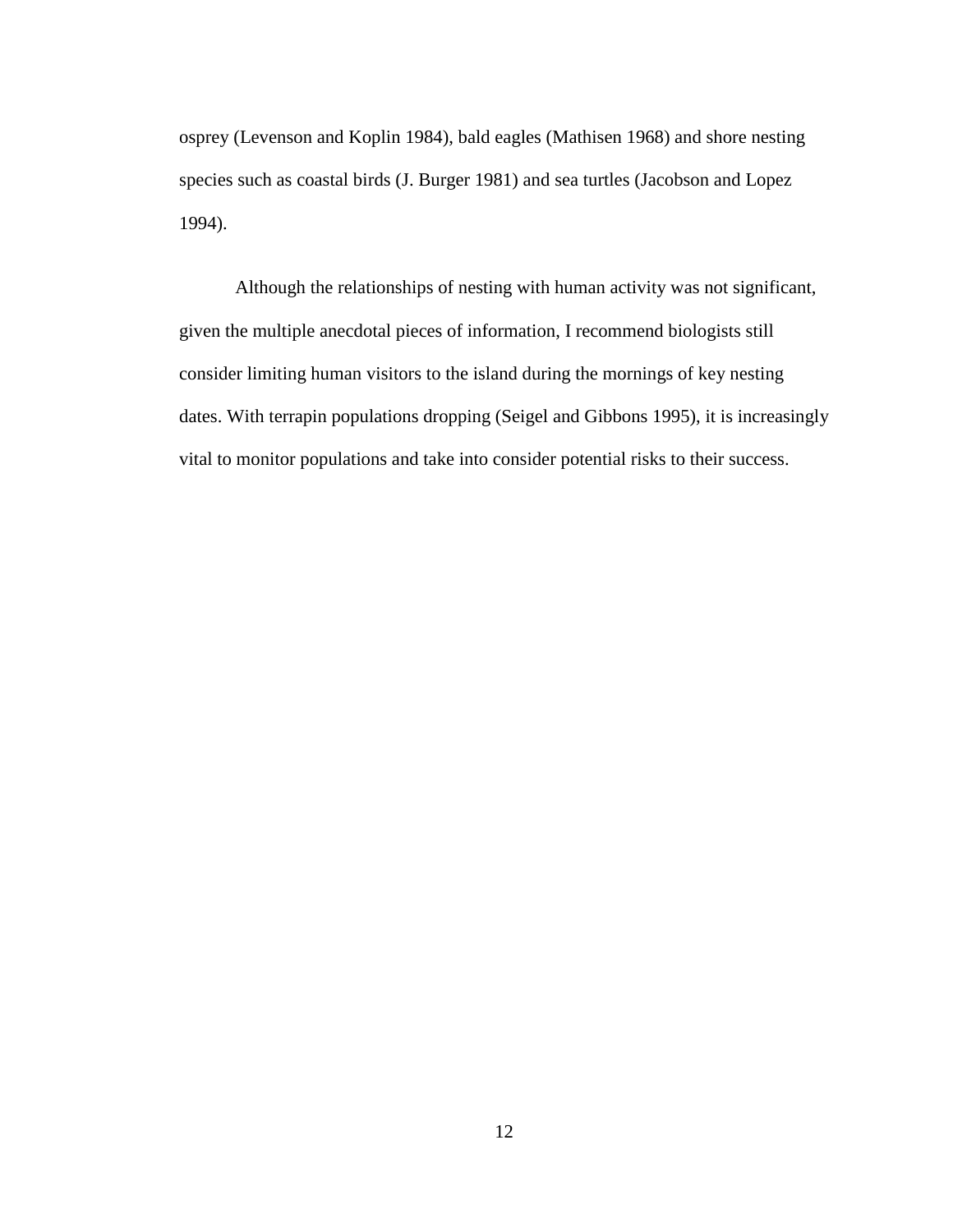osprey (Levenson and Koplin 1984), bald eagles (Mathisen 1968) and shore nesting species such as coastal birds (J. Burger 1981) and sea turtles (Jacobson and Lopez 1994).

Although the relationships of nesting with human activity was not significant, given the multiple anecdotal pieces of information, I recommend biologists still consider limiting human visitors to the island during the mornings of key nesting dates. With terrapin populations dropping (Seigel and Gibbons 1995), it is increasingly vital to monitor populations and take into consider potential risks to their success.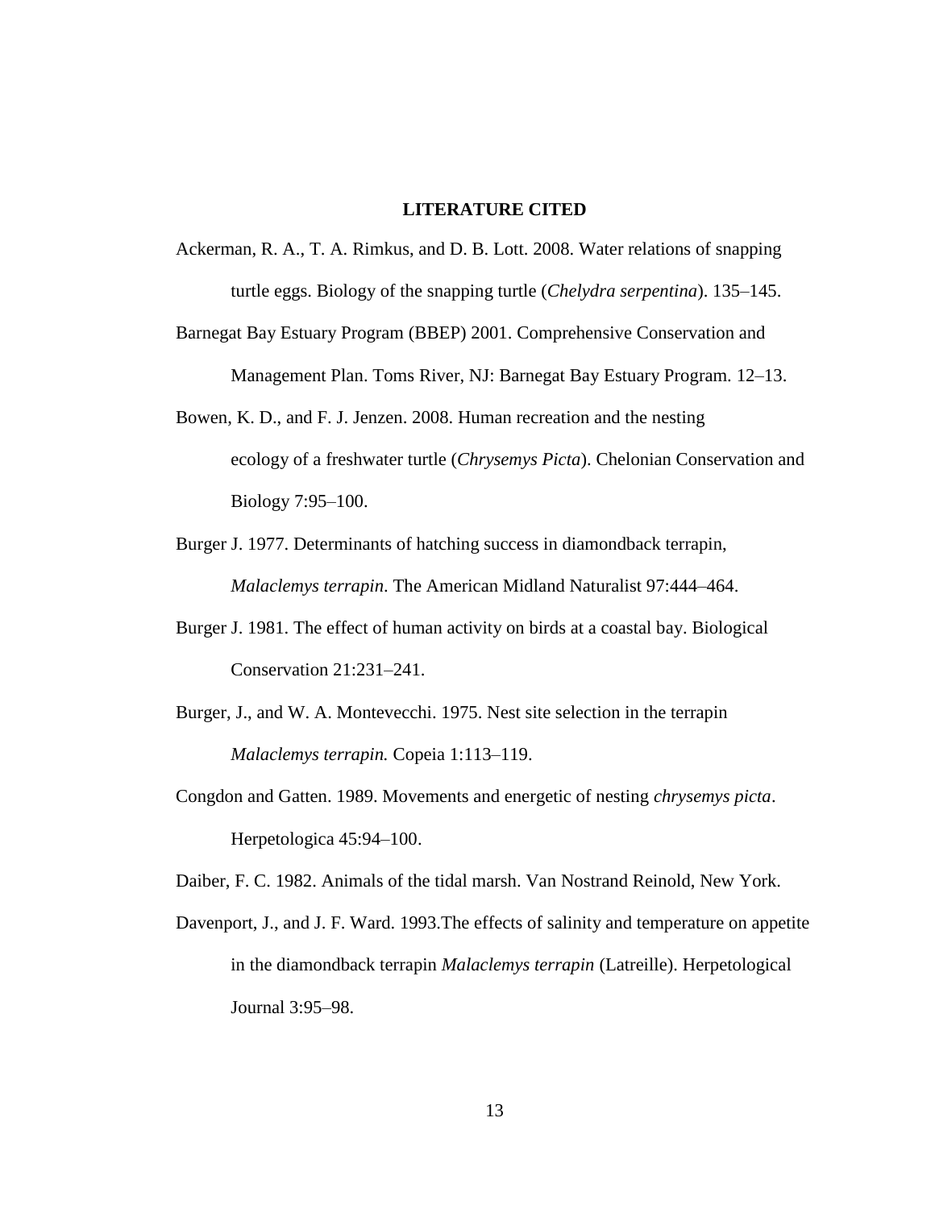## LITERATURE CITED

Ackerman, R. A., T. A. Rimkus, and D. B. Lott. 2008. Water relations of snapping turtle eggs. Biology of the snapping turtle (*Chelydra serpentina*). 135–145.

Barnegat Bay Estuary Program (BBEP) 2001. Comprehensive Conservation and Management Plan. Toms River, NJ: Barnegat Bay Estuary Program. 12–13.

Bowen, K. D., and F. J. Jenzen. 2008. Human recreation and the nesting ecology of a freshwater turtle (*Chrysemys Picta*). Chelonian Conservation and Biology 7:95–100.

Burger J. 1977. Determinants of hatching success in diamondback terrapin, *Malaclemys terrapin*. The American Midland Naturalist 97:444–464.

Burger J. 1981. The effect of human activity on birds at a coastal bay. Biological Conservation 21:231–241.

Burger, J., and W. A. Montevecchi. 1975. Nest site selection in the terrapin *Malaclemys terrapin.* Copeia 1:113–119.

Congdon and Gatten. 1989. Movements and energetic of nesting *chrysemys picta*. Herpetologica 45:94–100.

Daiber, F. C. 1982. Animals of the tidal marsh. Van Nostrand Reinold, New York.

Davenport, J., and J. F. Ward. 1993.The effects of salinity and temperature on appetite in the diamondback terrapin *Malaclemys terrapin* (Latreille). Herpetological Journal 3:95–98.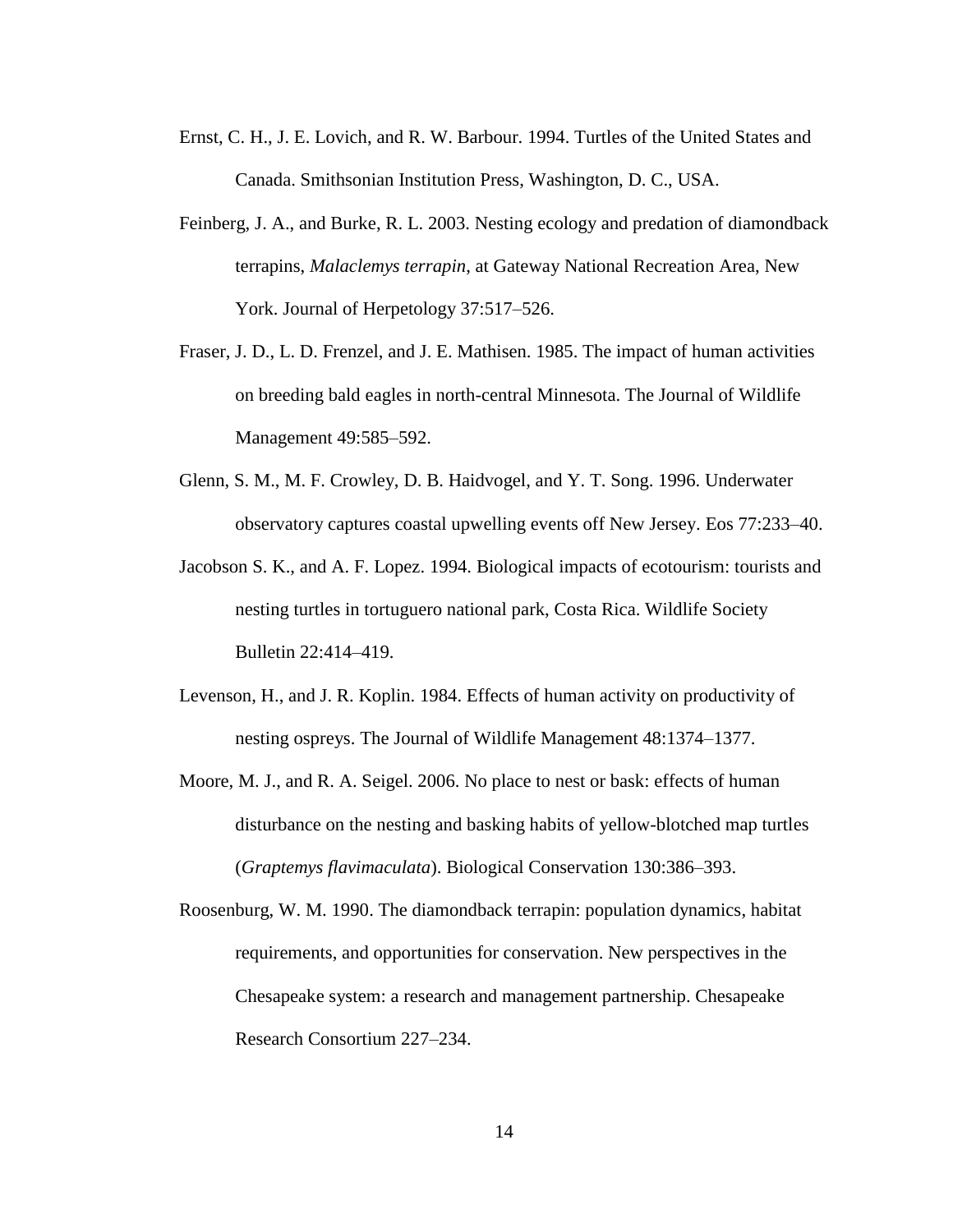Ernst, C. H., J. E. Lovich, and R. W. Barbour. 1994. Turtles of the United States and Canada. Smithsonian Institution Press, Washington, D. C., USA.

Feinberg, J. A., and Burke, R. L. 2003. Nesting ecology and predation of diamondback terrapins, *Malaclemys terrapin*, at Gateway National Recreation Area, New York. Journal of Herpetology 37:517–526.

Fraser, J. D., L. D. Frenzel, and J. E. Mathisen. 1985. The impact of human activities on breeding bald eagles in north-central Minnesota. The Journal of Wildlife Management 49:585–592.

Glenn, S. M., M. F. Crowley, D. B. Haidvogel, and Y. T. Song. 1996. Underwater observatory captures coastal upwelling events off New Jersey. Eos 77:233–40.

Jacobson S. K., and A. F. Lopez. 1994. Biological impacts of ecotourism: tourists and nesting turtles in tortuguero national park, Costa Rica. Wildlife Society Bulletin 22:414–419.

Levenson, H., and J. R. Koplin. 1984. Effects of human activity on productivity of nesting ospreys. The Journal of Wildlife Management 48:1374–1377.

Moore, M. J., and R. A. Seigel. 2006. No place to nest or bask: effects of human disturbance on the nesting and basking habits of yellow-blotched map turtles (*Graptemys flavimaculata*). Biological Conservation 130:386–393.

Roosenburg, W. M. 1990. The diamondback terrapin: population dynamics, habitat requirements, and opportunities for conservation. New perspectives in the Chesapeake system: a research and management partnership. Chesapeake Research Consortium 227–234.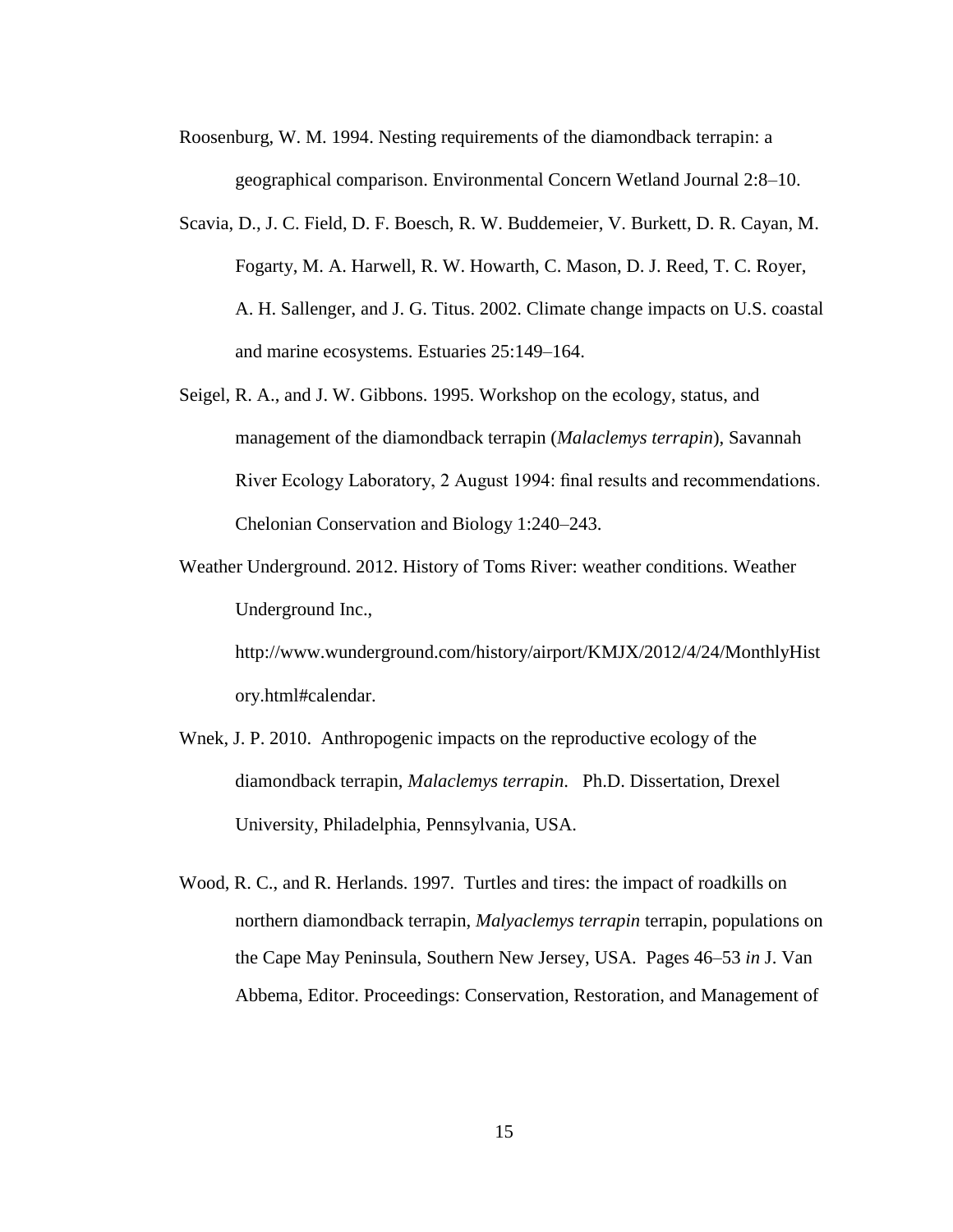Roosenburg, W. M. 1994. Nesting requirements of the diamondback terrapin: a geographical comparison. Environmental Concern Wetland Journal 2:8–10.

Scavia, D., J. C. Field, D. F. Boesch, R. W. Buddemeier, V. Burkett, D. R. Cayan, M. Fogarty, M. A. Harwell, R. W. Howarth, C. Mason, D. J. Reed, T. C. Royer, A. H. Sallenger, and J. G. Titus. 2002. Climate change impacts on U.S. coastal and marine ecosystems. Estuaries 25:149–164.

Seigel, R. A., and J. W. Gibbons. 1995. Workshop on the ecology, status, and management of the diamondback terrapin (*Malaclemys terrapin*), Savannah River Ecology Laboratory, 2 August 1994: final results and recommendations. Chelonian Conservation and Biology 1:240–243.

Weather Underground. 2012. History of Toms River: weather conditions. Weather Underground Inc., http://www.wunderground.com/history/airport/KMJX/2012/4/24/MonthlyHistory.html#calendar.

Wnek, J. P. 2010. Anthropogenic impacts on the reproductive ecology of the diamondback terrapin, *Malaclemys terrapin*. Ph.D. Dissertation, Drexel University, Philadelphia, Pennsylvania, USA.

Wood, R. C., and R. Herlands. 1997. Turtles and tires: the impact of roadkills on northern diamondback terrapin, *Malyaclemys terrapin* terrapin, populations on the Cape May Peninsula, Southern New Jersey, USA. Pages 46–53 *in* J. Van Abbema, Editor. Proceedings: Conservation, Restoration, and Management of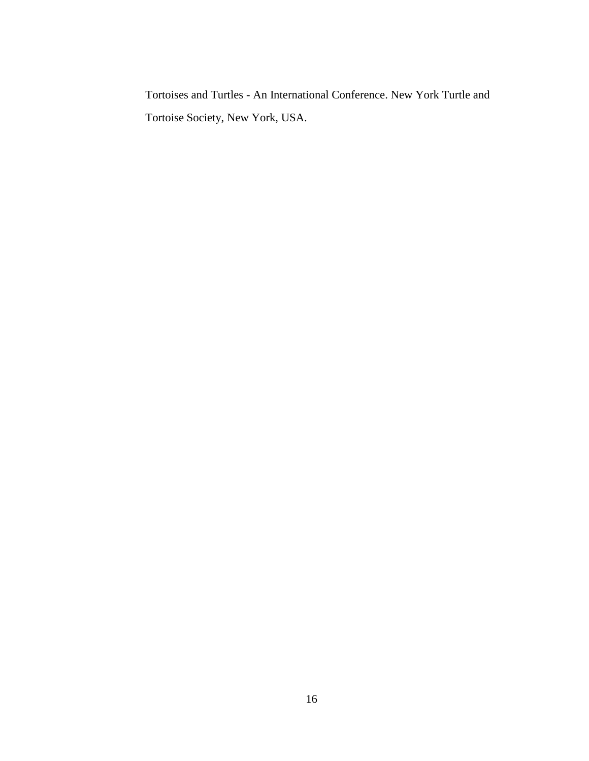Tortoises and Turtles - An International Conference. New York Turtle and Tortoise Society, New York, USA.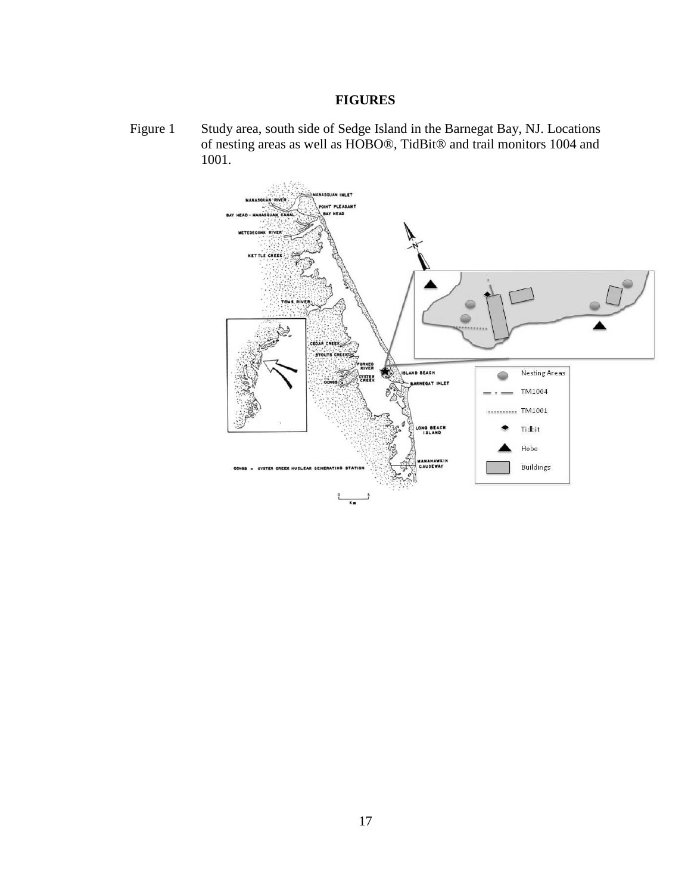# FIGURES

Figure 1 Study area, south side of Sedge Island in the Barnegat Bay, NJ. Locations of nesting areas as well as HOBO®, TidBit® and trail monitors 1004 and 1001.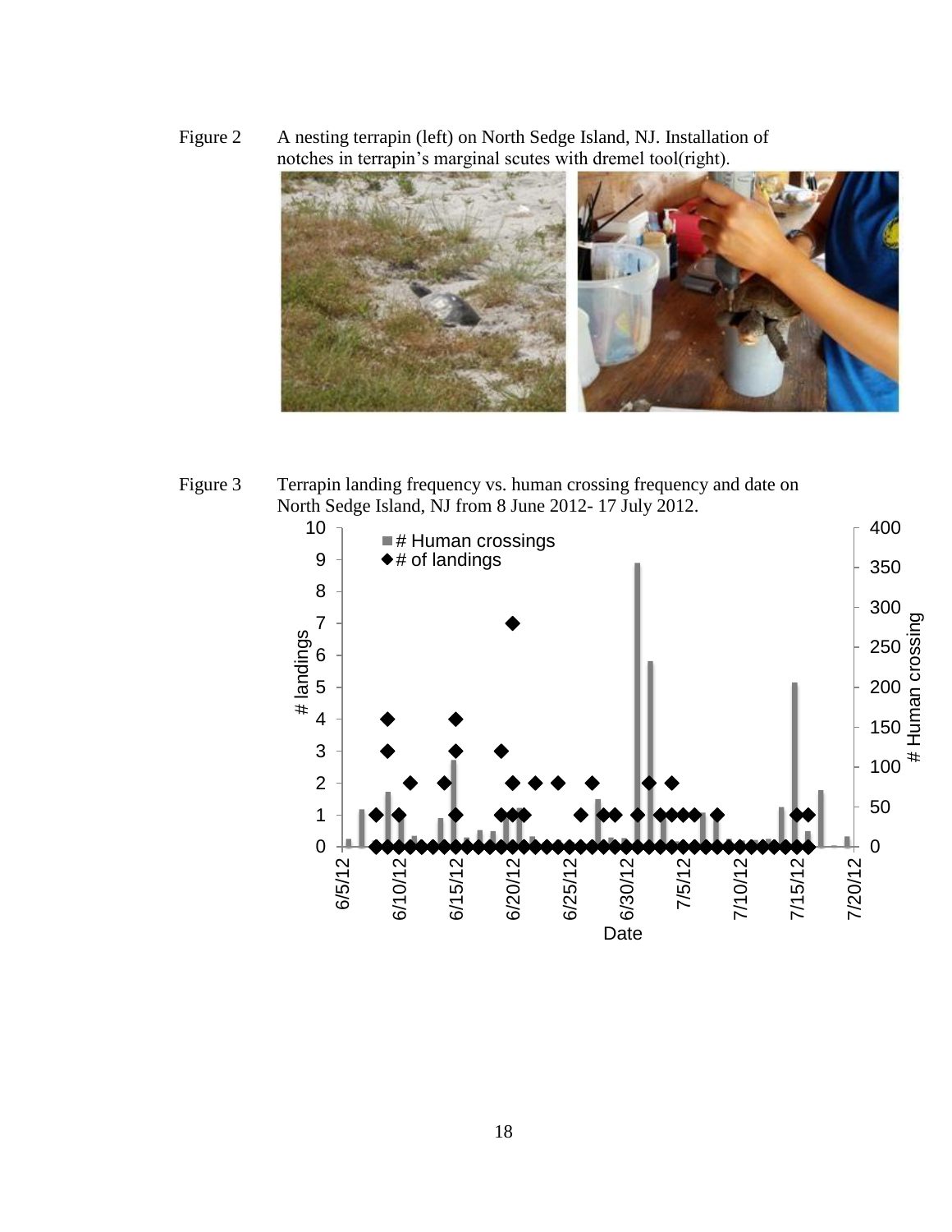Figure 2 A nesting terrapin (left) on North Sedge Island, NJ. Installation of notches in terrapin's marginal scutes with dremel tool(right).

Figure 3 Terrapin landing frequency vs. human crossing frequency and date on North Sedge Island, NJ from 8 June 2012- 17 July 2012.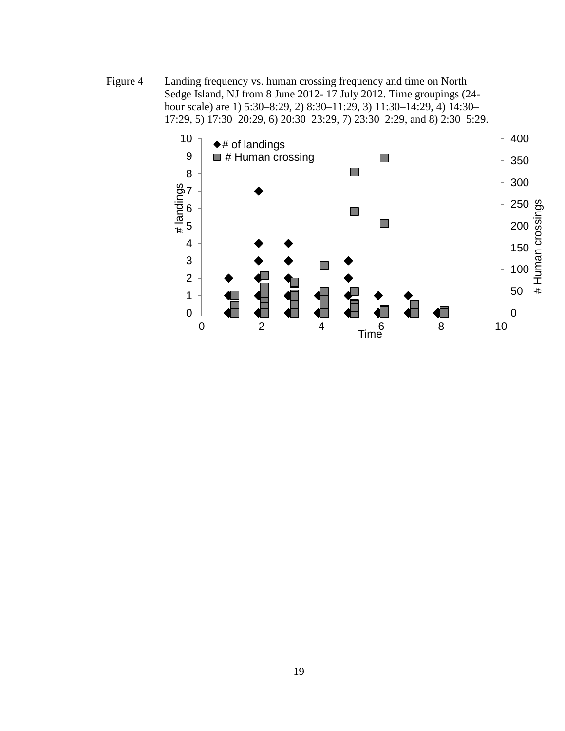Figure 4 Landing frequency vs. human crossing frequency and time on North Sedge Island, NJ from 8 June 2012- 17 July 2012. Time groupings (24-hour scale) are 1) 5:30–8:29, 2) 8:30–11:29, 3) 11:30–14:29, 4) 14:30–17:29, 5) 17:30–20:29, 6) 20:30–23:29, 7) 23:30–2:29, and 8) 2:30–5:29.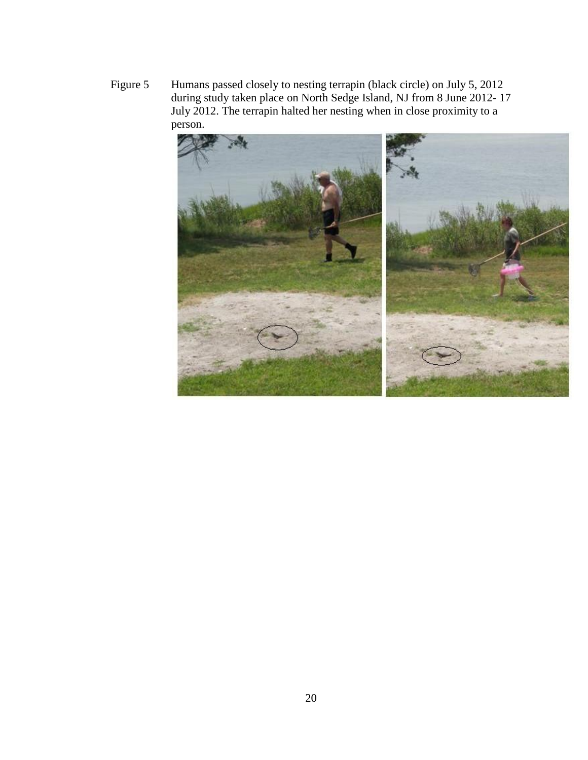Figure 5 Humans passed closely to nesting terrapin (black circle) on July 5, 2012 during study taken place on North Sedge Island, NJ from 8 June 2012- 17 July 2012. The terrapin halted her nesting when in close proximity to a person.